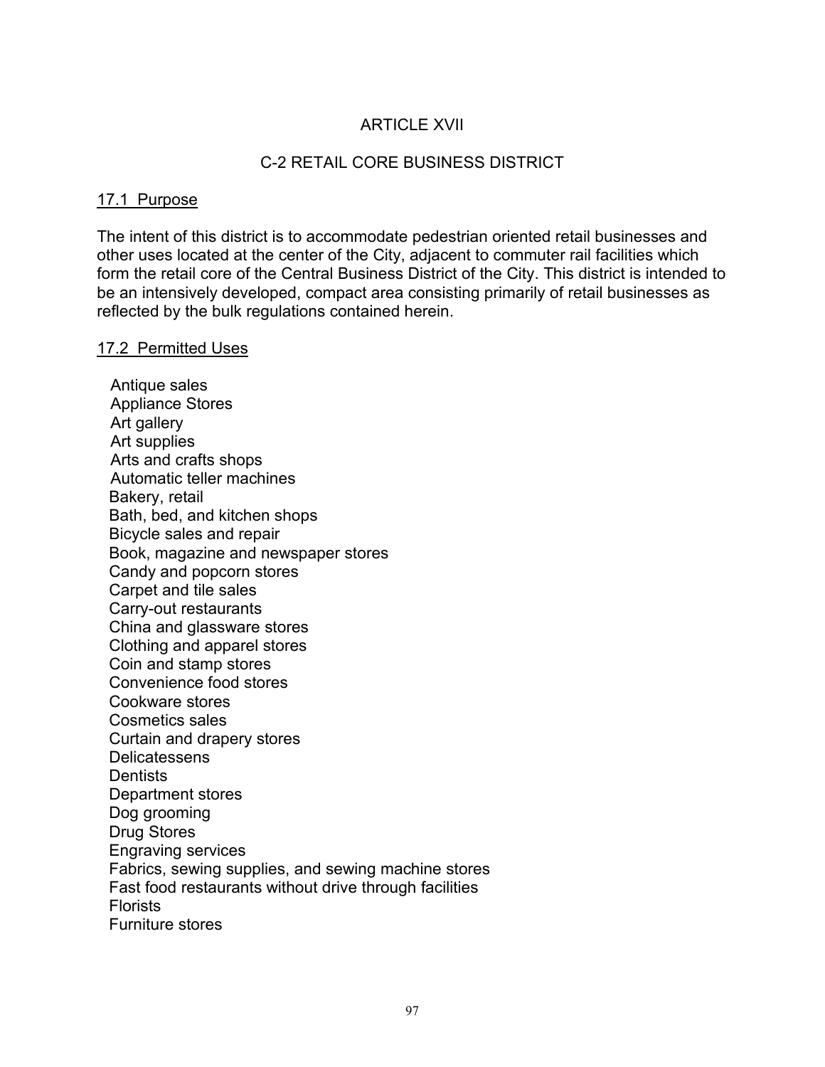# ARTICLE XVII

## C-2 RETAIL CORE BUSINESS DISTRICT

### 17.1 Purpose

The intent of this district is to accommodate pedestrian oriented retail businesses and other uses located at the center of the City, adjacent to commuter rail facilities which form the retail core of the Central Business District of the City. This district is intended to be an intensively developed, compact area consisting primarily of retail businesses as reflected by the bulk regulations contained herein.

### 17.2 Permitted Uses

Antique sales
Appliance Stores
Art gallery
Art supplies
Arts and crafts shops
Automatic teller machines
Bakery, retail
Bath, bed, and kitchen shops
Bicycle sales and repair
Book, magazine and newspaper stores
Candy and popcorn stores
Carpet and tile sales
Carry-out restaurants
China and glassware stores
Clothing and apparel stores
Coin and stamp stores
Convenience food stores
Cookware stores
Cosmetics sales
Curtain and drapery stores
Delicatessens
Dentists
Department stores
Dog grooming
Drug Stores
Engraving services
Fabrics, sewing supplies, and sewing machine stores
Fast food restaurants without drive through facilities
Florists
Furniture stores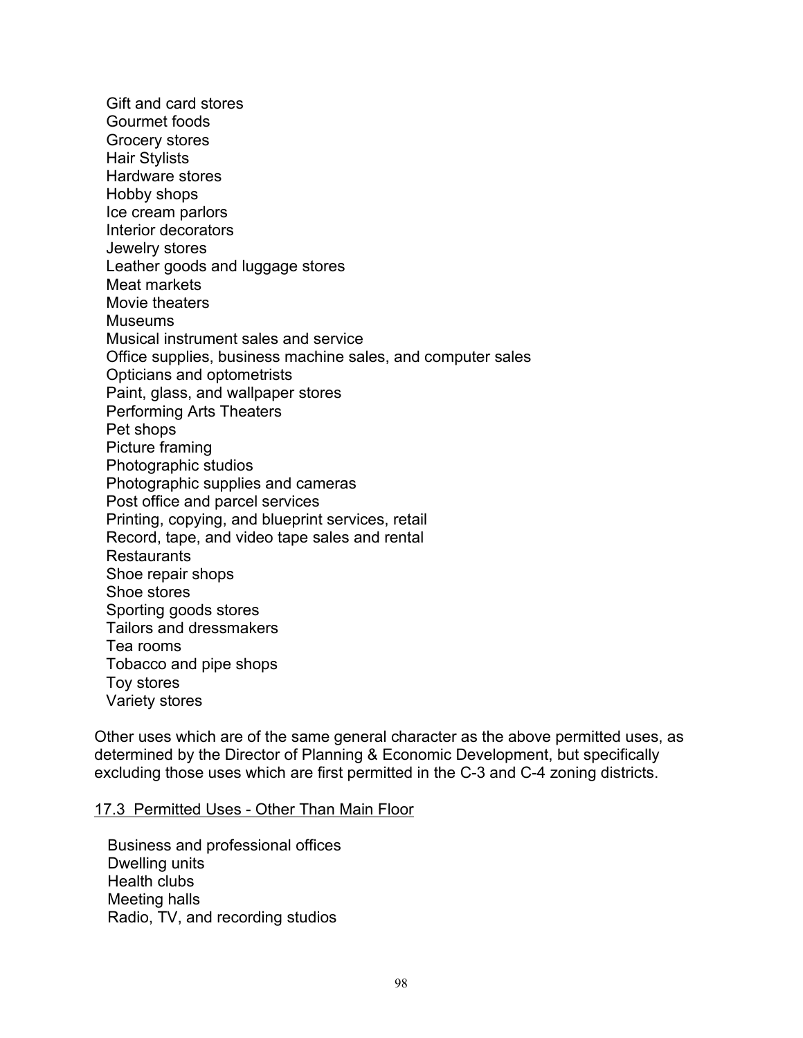Gift and card stores
Gourmet foods
Grocery stores
Hair Stylists
Hardware stores
Hobby shops
Ice cream parlors
Interior decorators
Jewelry stores
Leather goods and luggage stores
Meat markets
Movie theaters
Museums
Musical instrument sales and service
Office supplies, business machine sales, and computer sales
Opticians and optometrists
Paint, glass, and wallpaper stores
Performing Arts Theaters
Pet shops
Picture framing
Photographic studios
Photographic supplies and cameras
Post office and parcel services
Printing, copying, and blueprint services, retail
Record, tape, and video tape sales and rental
Restaurants
Shoe repair shops
Shoe stores
Sporting goods stores
Tailors and dressmakers
Tea rooms
Tobacco and pipe shops
Toy stores
Variety stores

Other uses which are of the same general character as the above permitted uses, as determined by the Director of Planning & Economic Development, but specifically excluding those uses which are first permitted in the C-3 and C-4 zoning districts.

## 17.3 Permitted Uses - Other Than Main Floor

Business and professional offices
Dwelling units
Health clubs
Meeting halls
Radio, TV, and recording studios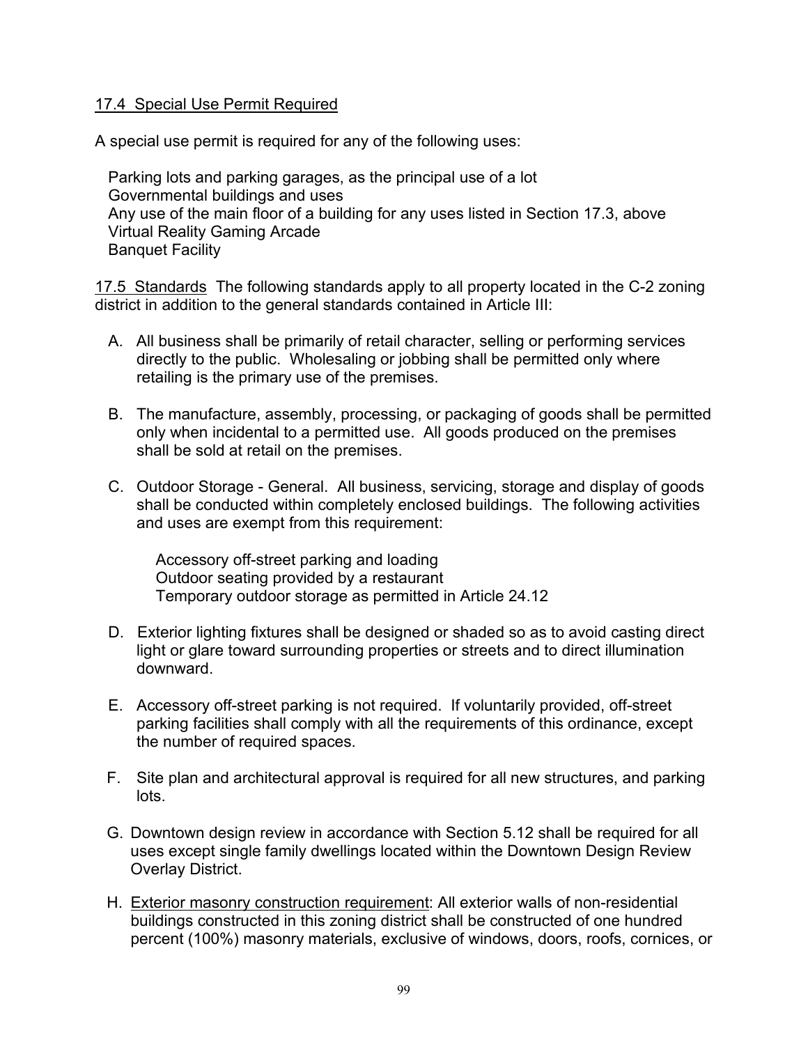17.4 Special Use Permit Required

A special use permit is required for any of the following uses:

Parking lots and parking garages, as the principal use of a lot
Governmental buildings and uses
Any use of the main floor of a building for any uses listed in Section 17.3, above
Virtual Reality Gaming Arcade
Banquet Facility

17.5 Standards The following standards apply to all property located in the C-2 zoning district in addition to the general standards contained in Article III:

A. All business shall be primarily of retail character, selling or performing services directly to the public. Wholesaling or jobbing shall be permitted only where retailing is the primary use of the premises.

B. The manufacture, assembly, processing, or packaging of goods shall be permitted only when incidental to a permitted use. All goods produced on the premises shall be sold at retail on the premises.

C. Outdoor Storage - General. All business, servicing, storage and display of goods shall be conducted within completely enclosed buildings. The following activities and uses are exempt from this requirement:

   Accessory off-street parking and loading
   Outdoor seating provided by a restaurant
   Temporary outdoor storage as permitted in Article 24.12

D. Exterior lighting fixtures shall be designed or shaded so as to avoid casting direct light or glare toward surrounding properties or streets and to direct illumination downward.

E. Accessory off-street parking is not required. If voluntarily provided, off-street parking facilities shall comply with all the requirements of this ordinance, except the number of required spaces.

F. Site plan and architectural approval is required for all new structures, and parking lots.

G. Downtown design review in accordance with Section 5.12 shall be required for all uses except single family dwellings located within the Downtown Design Review Overlay District.

H. Exterior masonry construction requirement: All exterior walls of non-residential buildings constructed in this zoning district shall be constructed of one hundred percent (100%) masonry materials, exclusive of windows, doors, roofs, cornices, or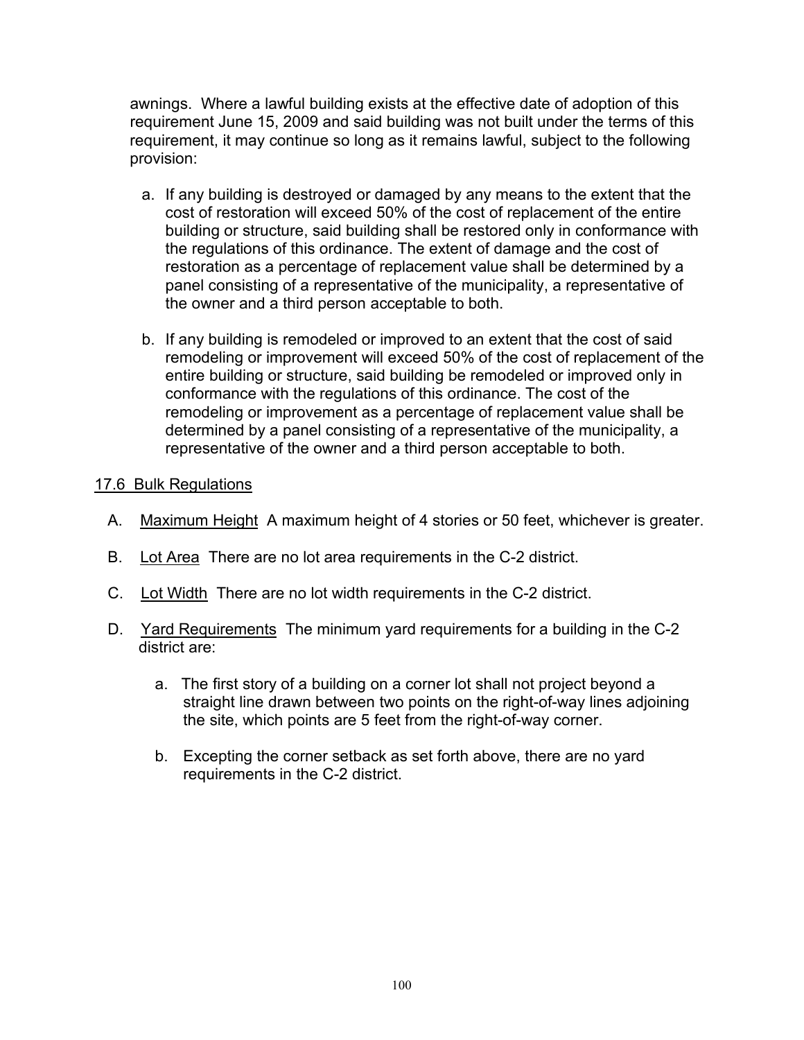awnings. Where a lawful building exists at the effective date of adoption of this requirement June 15, 2009 and said building was not built under the terms of this requirement, it may continue so long as it remains lawful, subject to the following provision:

a. If any building is destroyed or damaged by any means to the extent that the cost of restoration will exceed 50% of the cost of replacement of the entire building or structure, said building shall be restored only in conformance with the regulations of this ordinance. The extent of damage and the cost of restoration as a percentage of replacement value shall be determined by a panel consisting of a representative of the municipality, a representative of the owner and a third person acceptable to both.

b. If any building is remodeled or improved to an extent that the cost of said remodeling or improvement will exceed 50% of the cost of replacement of the entire building or structure, said building be remodeled or improved only in conformance with the regulations of this ordinance. The cost of the remodeling or improvement as a percentage of replacement value shall be determined by a panel consisting of a representative of the municipality, a representative of the owner and a third person acceptable to both.

## 17.6 Bulk Regulations

A. Maximum Height A maximum height of 4 stories or 50 feet, whichever is greater.

B. Lot Area There are no lot area requirements in the C-2 district.

C. Lot Width There are no lot width requirements in the C-2 district.

D. Yard Requirements The minimum yard requirements for a building in the C-2 district are:

a. The first story of a building on a corner lot shall not project beyond a straight line drawn between two points on the right-of-way lines adjoining the site, which points are 5 feet from the right-of-way corner.

b. Excepting the corner setback as set forth above, there are no yard requirements in the C-2 district.